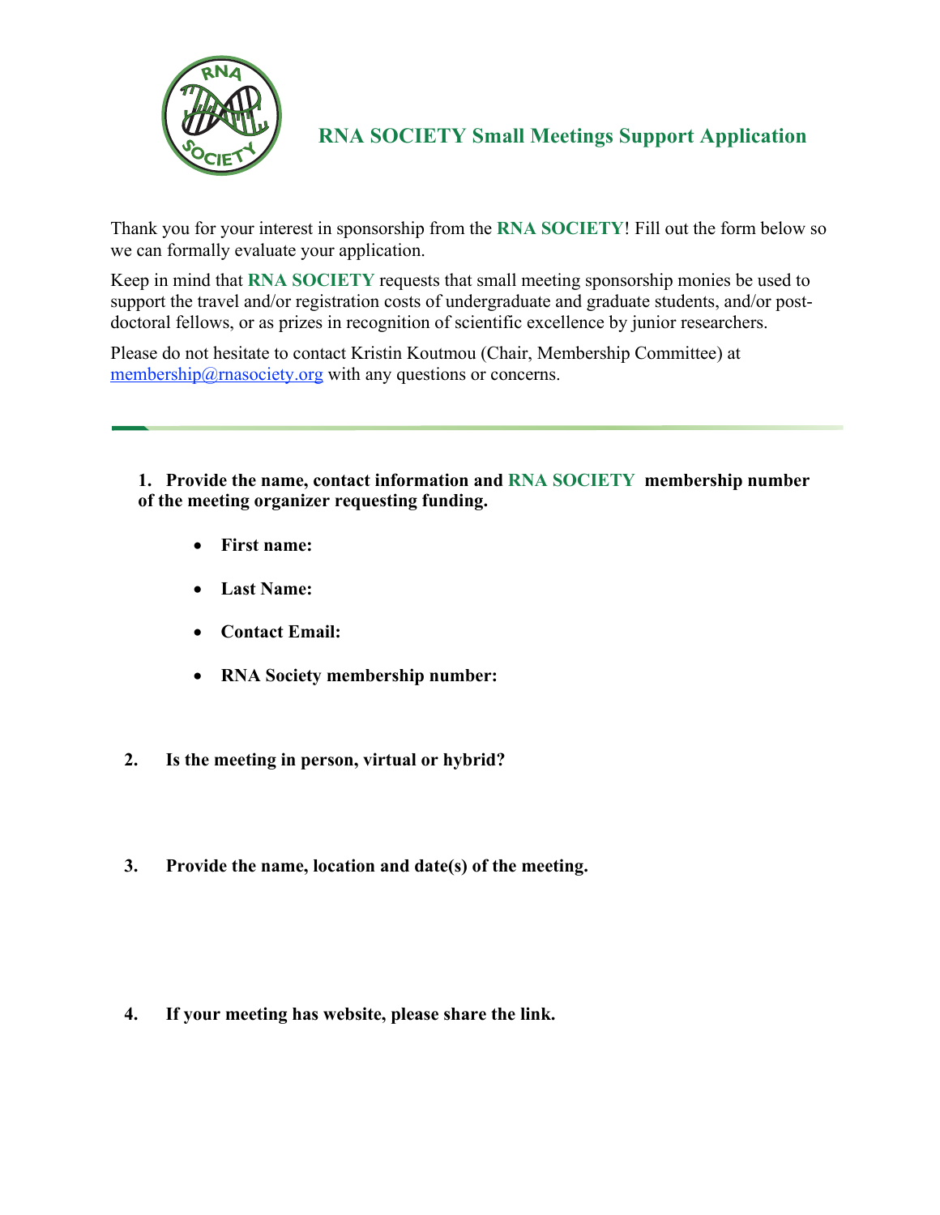# RNA SOCIETY Small Meetings Support Application

Thank you for your interest in sponsorship from the **RNA SOCIETY**! Fill out the form below so we can formally evaluate your application.

Keep in mind that **RNA SOCIETY** requests that small meeting sponsorship monies be used to support the travel and/or registration costs of undergraduate and graduate students, and/or post-doctoral fellows, or as prizes in recognition of scientific excellence by junior researchers.

Please do not hesitate to contact Kristin Koutmou (Chair, Membership Committee) at membership@rnasociety.org with any questions or concerns.

---

**1. Provide the name, contact information and RNA SOCIETY membership number of the meeting organizer requesting funding.**

- **First name:**
- **Last Name:**
- **Contact Email:**
- **RNA Society membership number:**

**2. Is the meeting in person, virtual or hybrid?**

**3. Provide the name, location and date(s) of the meeting.**

**4. If your meeting has website, please share the link.**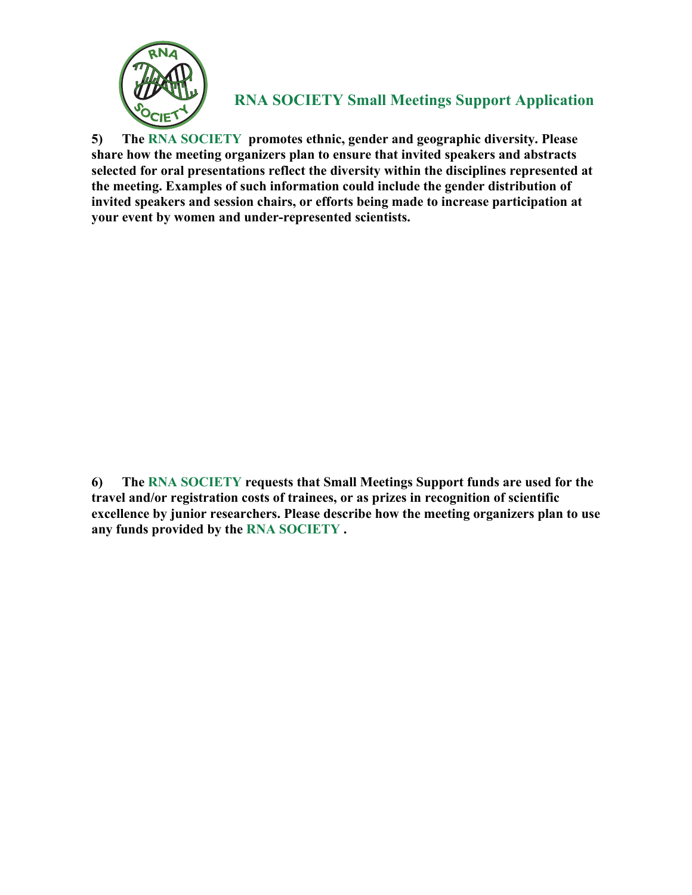## RNA SOCIETY Small Meetings Support Application

**5) The RNA SOCIETY promotes ethnic, gender and geographic diversity. Please share how the meeting organizers plan to ensure that invited speakers and abstracts selected for oral presentations reflect the diversity within the disciplines represented at the meeting. Examples of such information could include the gender distribution of invited speakers and session chairs, or efforts being made to increase participation at your event by women and under-represented scientists.**

**6) The RNA SOCIETY requests that Small Meetings Support funds are used for the travel and/or registration costs of trainees, or as prizes in recognition of scientific excellence by junior researchers. Please describe how the meeting organizers plan to use any funds provided by the RNA SOCIETY .**